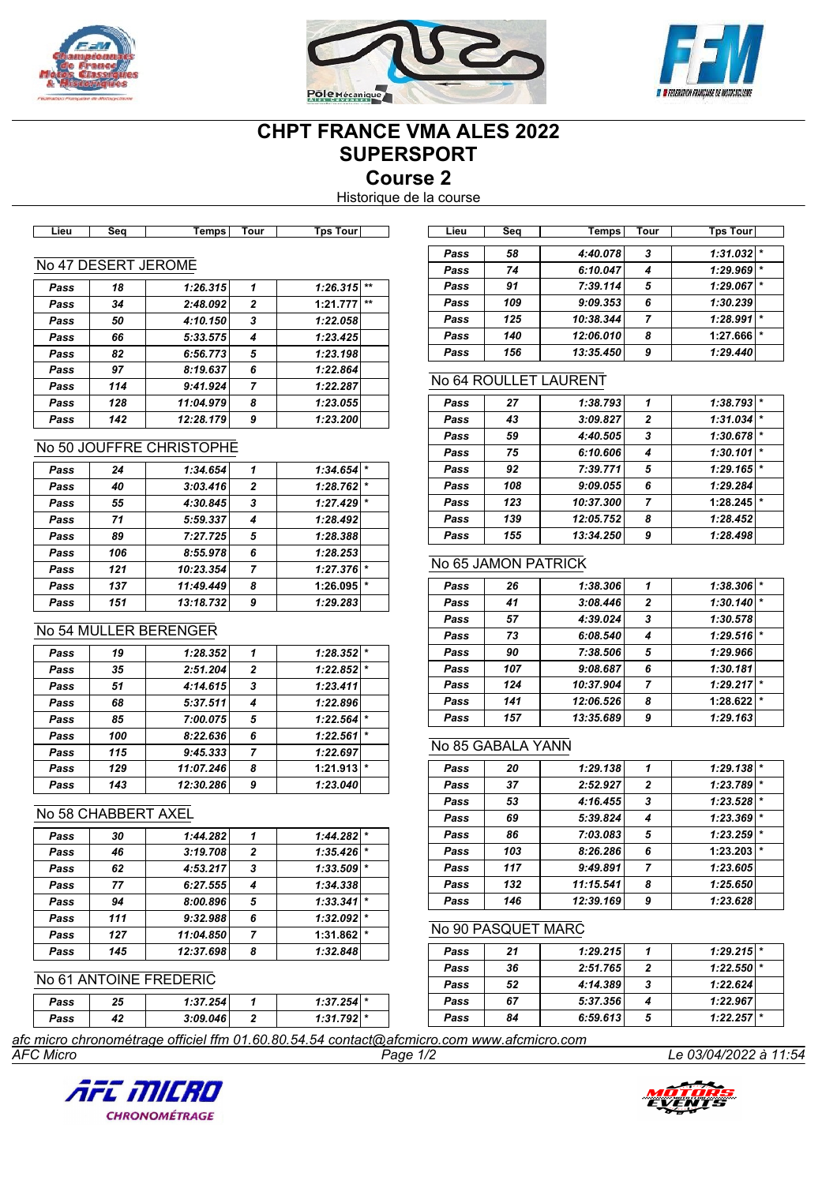# CHPT FRANCE VMA ALES 2022
# SUPERSPORT
## Course 2
Historique de la course

### No 47 DESERT JEROME

| Lieu | Seq | Temps | Tour | Tps Tour | |
|---|---|---|---|---|---|
| Pass | 18 | 1:26.315 | 1 | 1:26.315 | ** |
| Pass | 34 | 2:48.092 | 2 | 1:21.777 | ** |
| Pass | 50 | 4:10.150 | 3 | 1:22.058 | |
| Pass | 66 | 5:33.575 | 4 | 1:23.425 | |
| Pass | 82 | 6:56.773 | 5 | 1:23.198 | |
| Pass | 97 | 8:19.637 | 6 | 1:22.864 | |
| Pass | 114 | 9:41.924 | 7 | 1:22.287 | |
| Pass | 128 | 11:04.979 | 8 | 1:23.055 | |
| Pass | 142 | 12:28.179 | 9 | 1:23.200 | |

### No 50 JOUFFRE CHRISTOPHE

| Lieu | Seq | Temps | Tour | Tps Tour | |
|---|---|---|---|---|---|
| Pass | 24 | 1:34.654 | 1 | 1:34.654 | * |
| Pass | 40 | 3:03.416 | 2 | 1:28.762 | * |
| Pass | 55 | 4:30.845 | 3 | 1:27.429 | * |
| Pass | 71 | 5:59.337 | 4 | 1:28.492 | |
| Pass | 89 | 7:27.725 | 5 | 1:28.388 | |
| Pass | 106 | 8:55.978 | 6 | 1:28.253 | |
| Pass | 121 | 10:23.354 | 7 | 1:27.376 | * |
| Pass | 137 | 11:49.449 | 8 | 1:26.095 | * |
| Pass | 151 | 13:18.732 | 9 | 1:29.283 | |

### No 54 MULLER BERENGER

| Lieu | Seq | Temps | Tour | Tps Tour | |
|---|---|---|---|---|---|
| Pass | 19 | 1:28.352 | 1 | 1:28.352 | * |
| Pass | 35 | 2:51.204 | 2 | 1:22.852 | * |
| Pass | 51 | 4:14.615 | 3 | 1:23.411 | |
| Pass | 68 | 5:37.511 | 4 | 1:22.896 | |
| Pass | 85 | 7:00.075 | 5 | 1:22.564 | * |
| Pass | 100 | 8:22.636 | 6 | 1:22.561 | * |
| Pass | 115 | 9:45.333 | 7 | 1:22.697 | |
| Pass | 129 | 11:07.246 | 8 | 1:21.913 | * |
| Pass | 143 | 12:30.286 | 9 | 1:23.040 | |

### No 58 CHABBERT AXEL

| Lieu | Seq | Temps | Tour | Tps Tour | |
|---|---|---|---|---|---|
| Pass | 30 | 1:44.282 | 1 | 1:44.282 | * |
| Pass | 46 | 3:19.708 | 2 | 1:35.426 | * |
| Pass | 62 | 4:53.217 | 3 | 1:33.509 | * |
| Pass | 77 | 6:27.555 | 4 | 1:34.338 | |
| Pass | 94 | 8:00.896 | 5 | 1:33.341 | * |
| Pass | 111 | 9:32.988 | 6 | 1:32.092 | * |
| Pass | 127 | 11:04.850 | 7 | 1:31.862 | * |
| Pass | 145 | 12:37.698 | 8 | 1:32.848 | |

### No 61 ANTOINE FREDERIC

| Lieu | Seq | Temps | Tour | Tps Tour | |
|---|---|---|---|---|---|
| Pass | 25 | 1:37.254 | 1 | 1:37.254 | * |
| Pass | 42 | 3:09.046 | 2 | 1:31.792 | * |
| Pass | 58 | 4:40.078 | 3 | 1:31.032 | * |
| Pass | 74 | 6:10.047 | 4 | 1:29.969 | * |
| Pass | 91 | 7:39.114 | 5 | 1:29.067 | * |
| Pass | 109 | 9:09.353 | 6 | 1:30.239 | |
| Pass | 125 | 10:38.344 | 7 | 1:28.991 | * |
| Pass | 140 | 12:06.010 | 8 | 1:27.666 | * |
| Pass | 156 | 13:35.450 | 9 | 1:29.440 | |

### No 64 ROULLET LAURENT

| Lieu | Seq | Temps | Tour | Tps Tour | |
|---|---|---|---|---|---|
| Pass | 27 | 1:38.793 | 1 | 1:38.793 | * |
| Pass | 43 | 3:09.827 | 2 | 1:31.034 | * |
| Pass | 59 | 4:40.505 | 3 | 1:30.678 | * |
| Pass | 75 | 6:10.606 | 4 | 1:30.101 | * |
| Pass | 92 | 7:39.771 | 5 | 1:29.165 | * |
| Pass | 108 | 9:09.055 | 6 | 1:29.284 | |
| Pass | 123 | 10:37.300 | 7 | 1:28.245 | * |
| Pass | 139 | 12:05.752 | 8 | 1:28.452 | |
| Pass | 155 | 13:34.250 | 9 | 1:28.498 | |

### No 65 JAMON PATRICK

| Lieu | Seq | Temps | Tour | Tps Tour | |
|---|---|---|---|---|---|
| Pass | 26 | 1:38.306 | 1 | 1:38.306 | * |
| Pass | 41 | 3:08.446 | 2 | 1:30.140 | * |
| Pass | 57 | 4:39.024 | 3 | 1:30.578 | |
| Pass | 73 | 6:08.540 | 4 | 1:29.516 | * |
| Pass | 90 | 7:38.506 | 5 | 1:29.966 | |
| Pass | 107 | 9:08.687 | 6 | 1:30.181 | |
| Pass | 124 | 10:37.904 | 7 | 1:29.217 | * |
| Pass | 141 | 12:06.526 | 8 | 1:28.622 | * |
| Pass | 157 | 13:35.689 | 9 | 1:29.163 | |

### No 85 GABALA YANN

| Lieu | Seq | Temps | Tour | Tps Tour | |
|---|---|---|---|---|---|
| Pass | 20 | 1:29.138 | 1 | 1:29.138 | * |
| Pass | 37 | 2:52.927 | 2 | 1:23.789 | * |
| Pass | 53 | 4:16.455 | 3 | 1:23.528 | * |
| Pass | 69 | 5:39.824 | 4 | 1:23.369 | * |
| Pass | 86 | 7:03.083 | 5 | 1:23.259 | * |
| Pass | 103 | 8:26.286 | 6 | 1:23.203 | * |
| Pass | 117 | 9:49.891 | 7 | 1:23.605 | |
| Pass | 132 | 11:15.541 | 8 | 1:25.650 | |
| Pass | 146 | 12:39.169 | 9 | 1:23.628 | |

### No 90 PASQUET MARC

| Lieu | Seq | Temps | Tour | Tps Tour | |
|---|---|---|---|---|---|
| Pass | 21 | 1:29.215 | 1 | 1:29.215 | * |
| Pass | 36 | 2:51.765 | 2 | 1:22.550 | * |
| Pass | 52 | 4:14.389 | 3 | 1:22.624 | |
| Pass | 67 | 5:37.356 | 4 | 1:22.967 | |
| Pass | 84 | 6:59.613 | 5 | 1:22.257 | * |

*afc micro chronométrage officiel ffm 01.60.80.54.54 contact@afcmicro.com www.afcmicro.com*

*AFC Micro* — *Le 03/04/2022 à 11:54*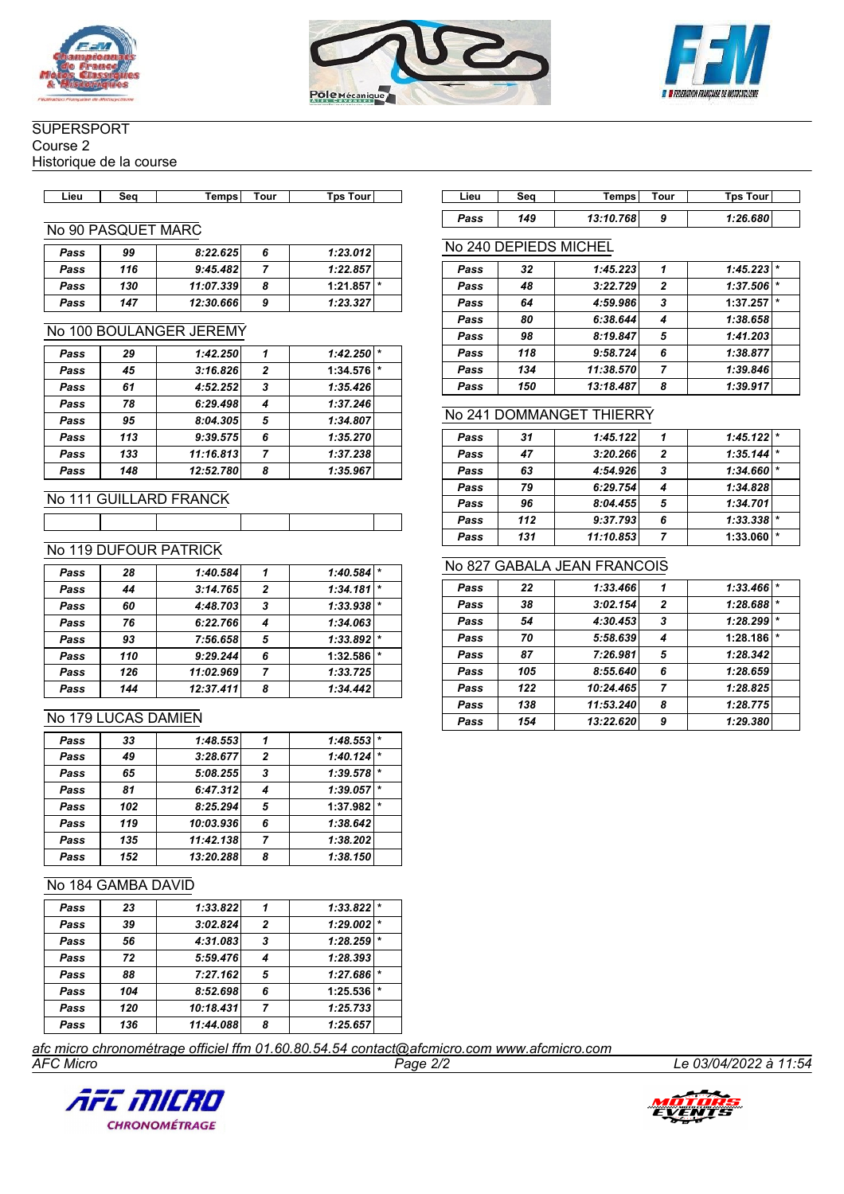SUPERSPORT
Course 2
Historique de la course

| Lieu | Seq | Temps | Tour | Tps Tour | |
|---|---|---|---|---|---|

## No 90 PASQUET MARC

| | | | | | |
|---|---|---|---|---|---|
| Pass | 99 | 8:22.625 | 6 | 1:23.012 | |
| Pass | 116 | 9:45.482 | 7 | 1:22.857 | |
| Pass | 130 | 11:07.339 | 8 | 1:21.857 | * |
| Pass | 147 | 12:30.666 | 9 | 1:23.327 | |

## No 100 BOULANGER JEREMY

| | | | | | |
|---|---|---|---|---|---|
| Pass | 29 | 1:42.250 | 1 | 1:42.250 | * |
| Pass | 45 | 3:16.826 | 2 | 1:34.576 | * |
| Pass | 61 | 4:52.252 | 3 | 1:35.426 | |
| Pass | 78 | 6:29.498 | 4 | 1:37.246 | |
| Pass | 95 | 8:04.305 | 5 | 1:34.807 | |
| Pass | 113 | 9:39.575 | 6 | 1:35.270 | |
| Pass | 133 | 11:16.813 | 7 | 1:37.238 | |
| Pass | 148 | 12:52.780 | 8 | 1:35.967 | |

## No 111 GUILLARD FRANCK

| | | | | | |
|---|---|---|---|---|---|
| | | | | | |

## No 119 DUFOUR PATRICK

| | | | | | |
|---|---|---|---|---|---|
| Pass | 28 | 1:40.584 | 1 | 1:40.584 | * |
| Pass | 44 | 3:14.765 | 2 | 1:34.181 | * |
| Pass | 60 | 4:48.703 | 3 | 1:33.938 | * |
| Pass | 76 | 6:22.766 | 4 | 1:34.063 | |
| Pass | 93 | 7:56.658 | 5 | 1:33.892 | * |
| Pass | 110 | 9:29.244 | 6 | 1:32.586 | * |
| Pass | 126 | 11:02.969 | 7 | 1:33.725 | |
| Pass | 144 | 12:37.411 | 8 | 1:34.442 | |

## No 179 LUCAS DAMIEN

| | | | | | |
|---|---|---|---|---|---|
| Pass | 33 | 1:48.553 | 1 | 1:48.553 | * |
| Pass | 49 | 3:28.677 | 2 | 1:40.124 | * |
| Pass | 65 | 5:08.255 | 3 | 1:39.578 | * |
| Pass | 81 | 6:47.312 | 4 | 1:39.057 | * |
| Pass | 102 | 8:25.294 | 5 | 1:37.982 | * |
| Pass | 119 | 10:03.936 | 6 | 1:38.642 | |
| Pass | 135 | 11:42.138 | 7 | 1:38.202 | |
| Pass | 152 | 13:20.288 | 8 | 1:38.150 | |

## No 184 GAMBA DAVID

| | | | | | |
|---|---|---|---|---|---|
| Pass | 23 | 1:33.822 | 1 | 1:33.822 | * |
| Pass | 39 | 3:02.824 | 2 | 1:29.002 | * |
| Pass | 56 | 4:31.083 | 3 | 1:28.259 | * |
| Pass | 72 | 5:59.476 | 4 | 1:28.393 | |
| Pass | 88 | 7:27.162 | 5 | 1:27.686 | * |
| Pass | 104 | 8:52.698 | 6 | 1:25.536 | * |
| Pass | 120 | 10:18.431 | 7 | 1:25.733 | |
| Pass | 136 | 11:44.088 | 8 | 1:25.657 | |

| Lieu | Seq | Temps | Tour | Tps Tour | |
|---|---|---|---|---|---|
| Pass | 149 | 13:10.768 | 9 | 1:26.680 | |

## No 240 DEPIEDS MICHEL

| | | | | | |
|---|---|---|---|---|---|
| Pass | 32 | 1:45.223 | 1 | 1:45.223 | * |
| Pass | 48 | 3:22.729 | 2 | 1:37.506 | * |
| Pass | 64 | 4:59.986 | 3 | 1:37.257 | * |
| Pass | 80 | 6:38.644 | 4 | 1:38.658 | |
| Pass | 98 | 8:19.847 | 5 | 1:41.203 | |
| Pass | 118 | 9:58.724 | 6 | 1:38.877 | |
| Pass | 134 | 11:38.570 | 7 | 1:39.846 | |
| Pass | 150 | 13:18.487 | 8 | 1:39.917 | |

## No 241 DOMMANGET THIERRY

| | | | | | |
|---|---|---|---|---|---|
| Pass | 31 | 1:45.122 | 1 | 1:45.122 | * |
| Pass | 47 | 3:20.266 | 2 | 1:35.144 | * |
| Pass | 63 | 4:54.926 | 3 | 1:34.660 | * |
| Pass | 79 | 6:29.754 | 4 | 1:34.828 | |
| Pass | 96 | 8:04.455 | 5 | 1:34.701 | |
| Pass | 112 | 9:37.793 | 6 | 1:33.338 | * |
| Pass | 131 | 11:10.853 | 7 | 1:33.060 | * |

## No 827 GABALA JEAN FRANCOIS

| | | | | | |
|---|---|---|---|---|---|
| Pass | 22 | 1:33.466 | 1 | 1:33.466 | * |
| Pass | 38 | 3:02.154 | 2 | 1:28.688 | * |
| Pass | 54 | 4:30.453 | 3 | 1:28.299 | * |
| Pass | 70 | 5:58.639 | 4 | 1:28.186 | * |
| Pass | 87 | 7:26.981 | 5 | 1:28.342 | |
| Pass | 105 | 8:55.640 | 6 | 1:28.659 | |
| Pass | 122 | 10:24.465 | 7 | 1:28.825 | |
| Pass | 138 | 11:53.240 | 8 | 1:28.775 | |
| Pass | 154 | 13:22.620 | 9 | 1:29.380 | |

*afc micro chronométrage officiel ffm 01.60.80.54.54 contact@afcmicro.com www.afcmicro.com*

*AFC Micro* — *Le 03/04/2022 à 11:54*